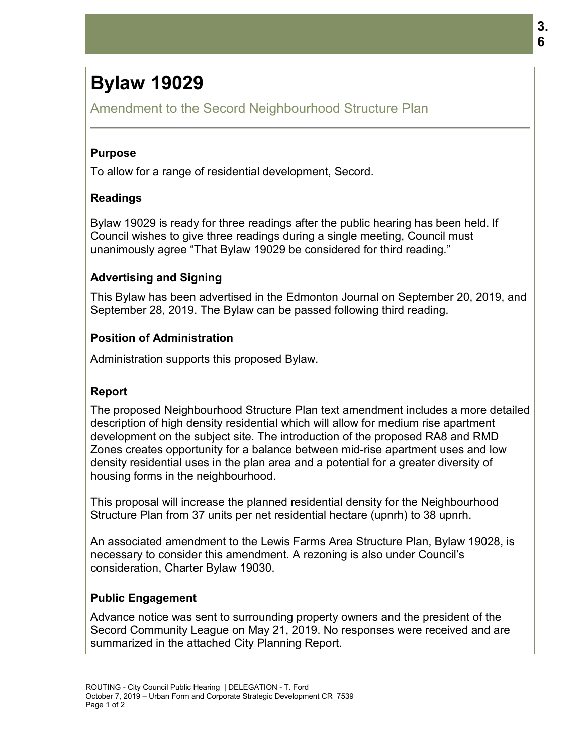# Bylaw 19029

Amendment to the Secord Neighbourhood Structure Plan

## Purpose

To allow for a range of residential development, Secord.

## Readings

Bylaw 19029 is ready for three readings after the public hearing has been held. If Council wishes to give three readings during a single meeting, Council must unanimously agree "That Bylaw 19029 be considered for third reading."

## Advertising and Signing

This Bylaw has been advertised in the Edmonton Journal on September 20, 2019, and September 28, 2019. The Bylaw can be passed following third reading.

## Position of Administration

Administration supports this proposed Bylaw.

## Report

The proposed Neighbourhood Structure Plan text amendment includes a more detailed description of high density residential which will allow for medium rise apartment development on the subject site. The introduction of the proposed RA8 and RMD Zones creates opportunity for a balance between mid-rise apartment uses and low density residential uses in the plan area and a potential for a greater diversity of housing forms in the neighbourhood.

This proposal will increase the planned residential density for the Neighbourhood Structure Plan from 37 units per net residential hectare (upnrh) to 38 upnrh.

An associated amendment to the Lewis Farms Area Structure Plan, Bylaw 19028, is necessary to consider this amendment. A rezoning is also under Council's consideration, Charter Bylaw 19030.

## Public Engagement

Advance notice was sent to surrounding property owners and the president of the Secord Community League on May 21, 2019. No responses were received and are summarized in the attached City Planning Report.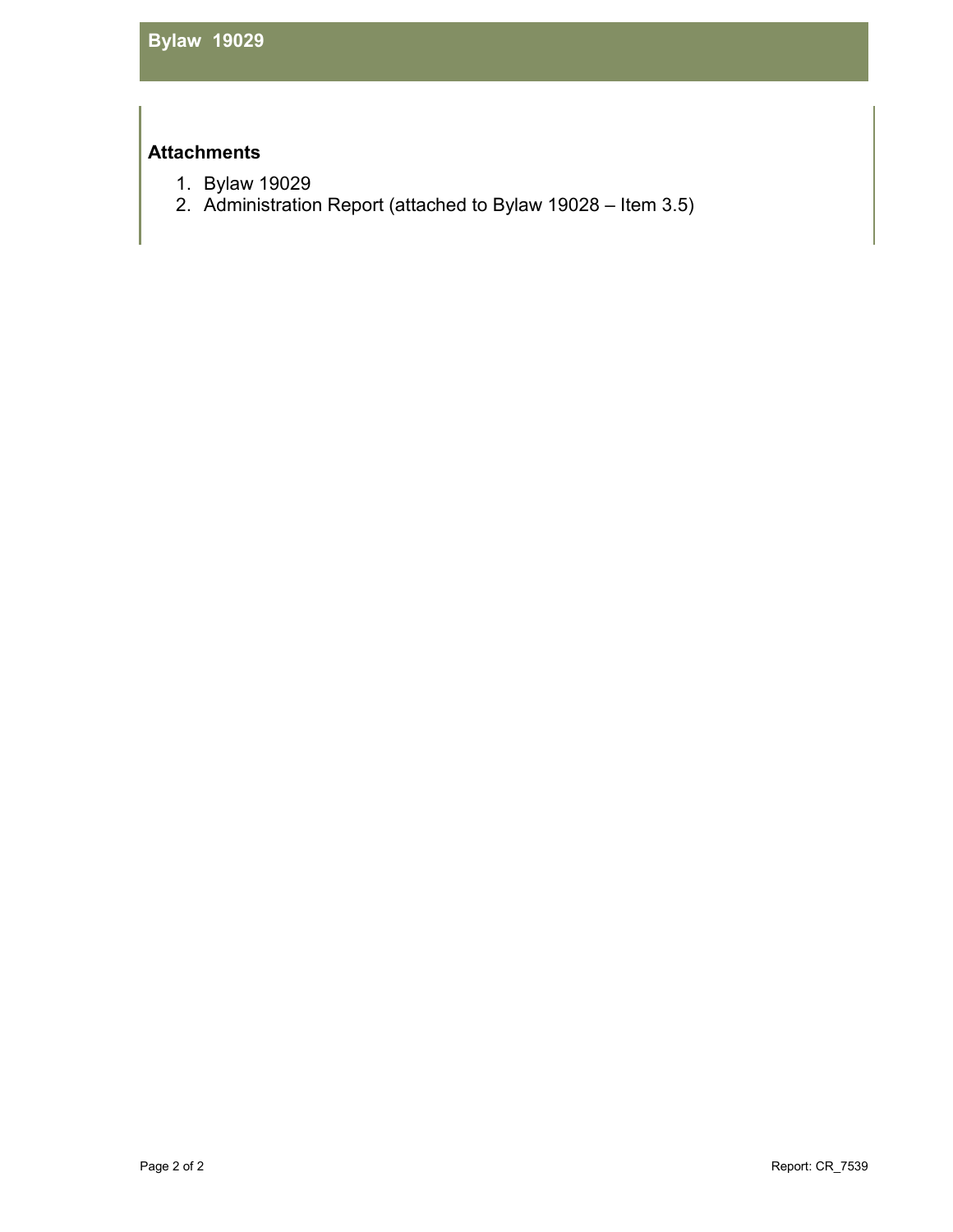## Bylaw 19029

### Attachments

1. Bylaw 19029
2. Administration Report (attached to Bylaw 19028 – Item 3.5)